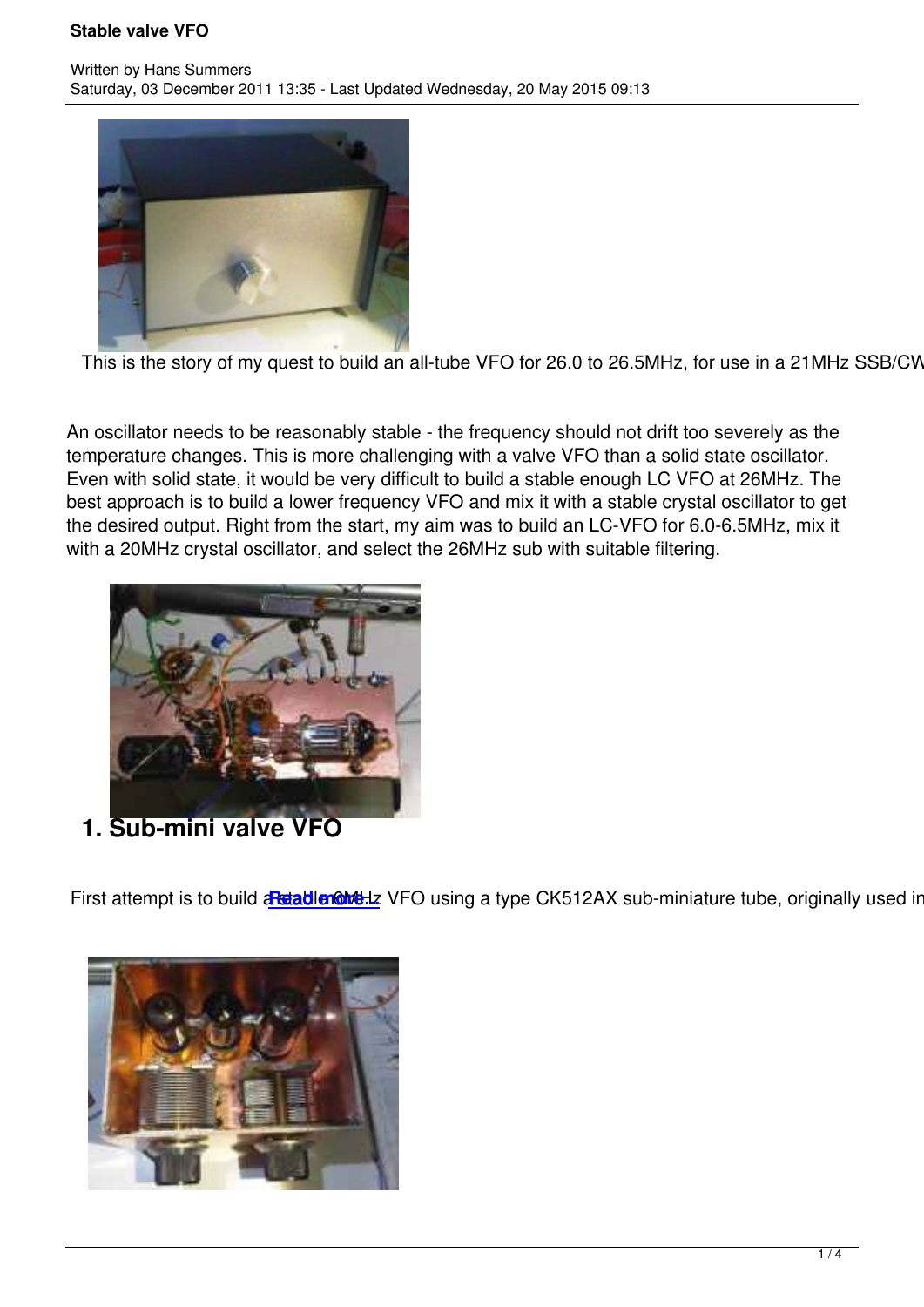# Stable valve VFO

Written by Hans Summers

Saturday, 03 December 2011 13:35 - Last Updated Wednesday, 20 May 2015 09:13

This is the story of my quest to build an all-tube VFO for 26.0 to 26.5MHz, for use in a 21MHz SSB/CW

An oscillator needs to be reasonably stable - the frequency should not drift too severely as the temperature changes. This is more challenging with a valve VFO than a solid state oscillator. Even with solid state, it would be very difficult to build a stable enough LC VFO at 26MHz. The best approach is to build a lower frequency VFO and mix it with a stable crystal oscillator to get the desired output. Right from the start, my aim was to build an LC-VFO for 6.0-6.5MHz, mix it with a 20MHz crystal oscillator, and select the 26MHz sub with suitable filtering.

## 1. Sub-mini valve VFO

First attempt is to build a stable 6MHz VFO using a type CK512AX sub-miniature tube, originally used in

Read more...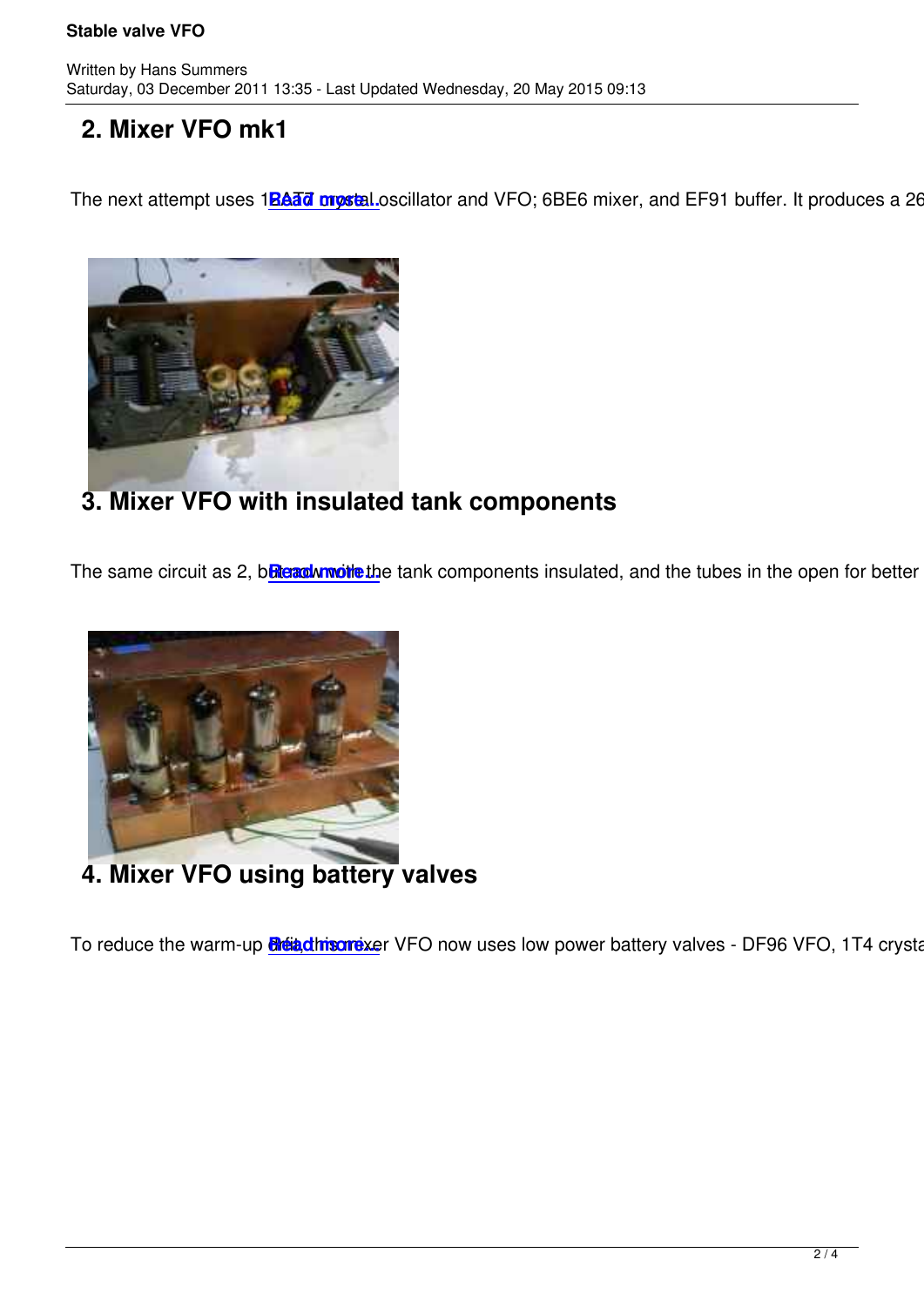## 2. Mixer VFO mk1

The next attempt uses 1 ECC... Read more... oscillator and VFO; 6BE6 mixer, and EF91 buffer. It produces a 26

## 3. Mixer VFO with insulated tank components

The same circuit as 2, but with the tank components insulated, and the tubes in the open for better Read more...

## 4. Mixer VFO using battery valves

To reduce the warm-up drift, this mixer VFO now uses low power battery valves - DF96 VFO, 1T4 crysta Read more...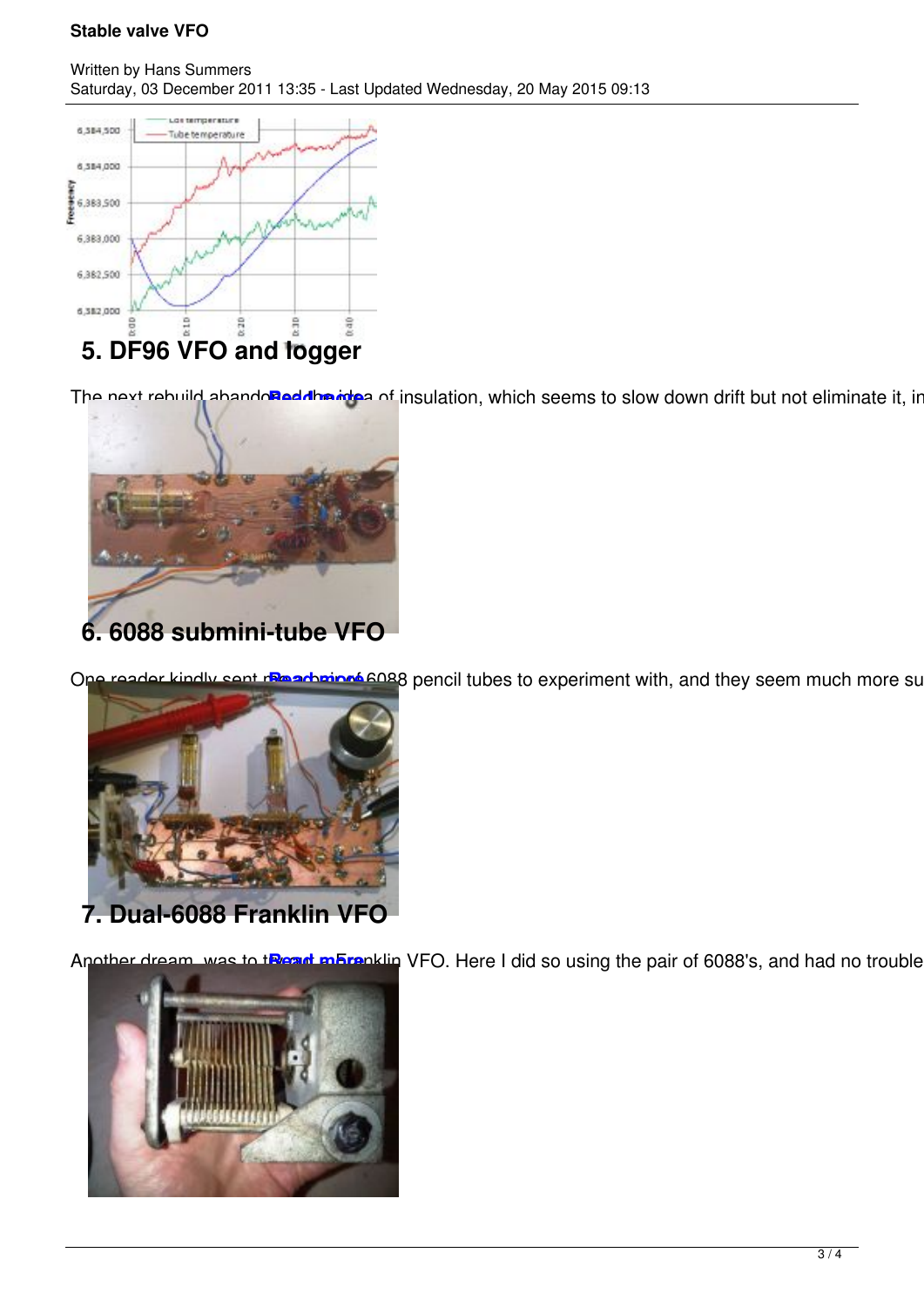## 5. DF96 VFO and logger

The next rebuild abandoned the idea of insulation, which seems to slow down drift but not eliminate it, in

Read more

## 6. 6088 submini-tube VFO

One reader kindly sent me a pair of 6088 pencil tubes to experiment with, and they seem much more su

Read more

## 7. Dual-6088 Franklin VFO

Another dream, was to try a Franklin VFO. Here I did so using the pair of 6088's, and had no trouble

Read more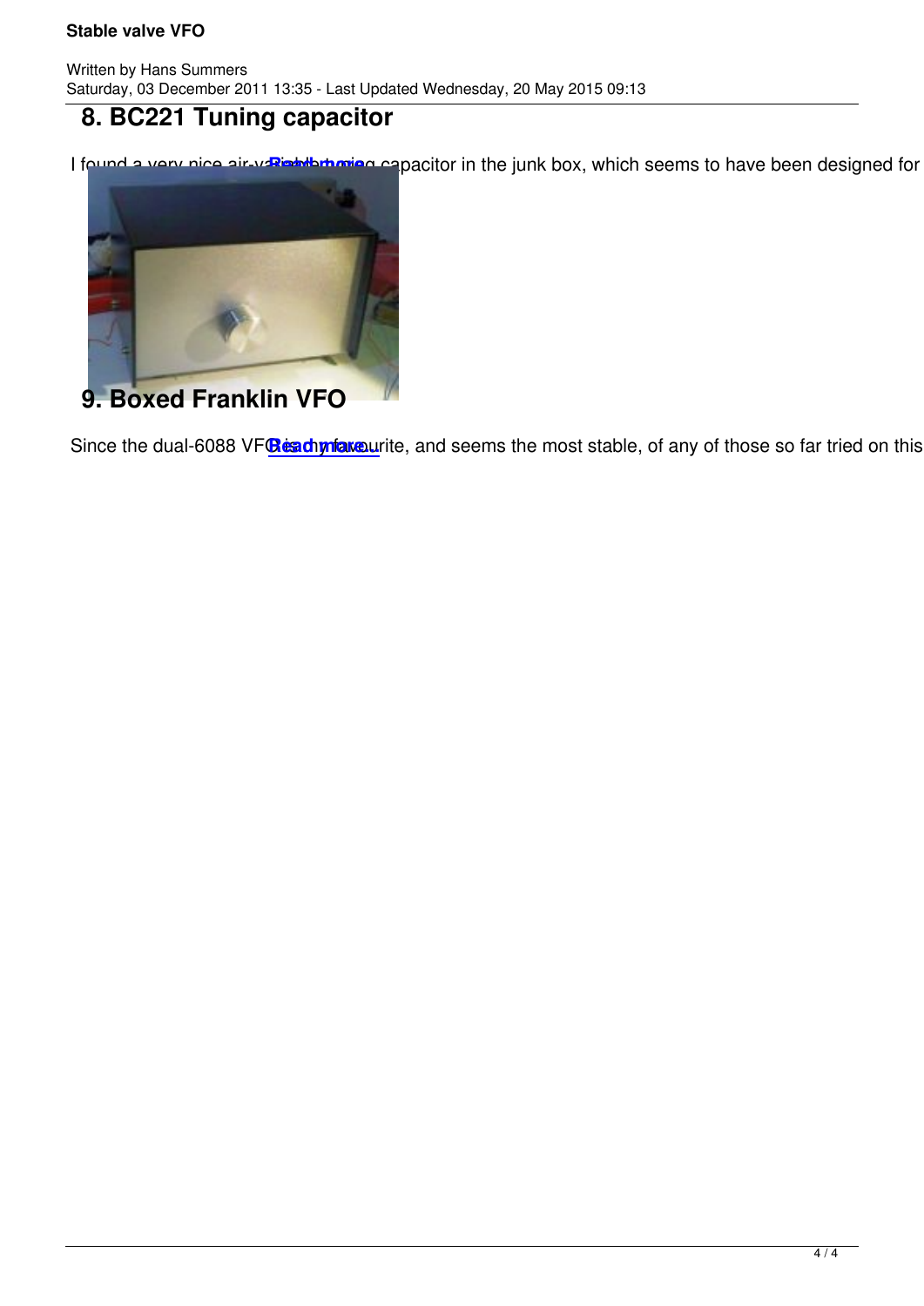## 8. BC221 Tuning capacitor

I found a very nice air-variable tuning capacitor in the junk box, which seems to have been designed for

Read more...

## 9. Boxed Franklin VFO

Since the dual-6088 VFO is my favourite, and seems the most stable, of any of those so far tried on this

Read more...